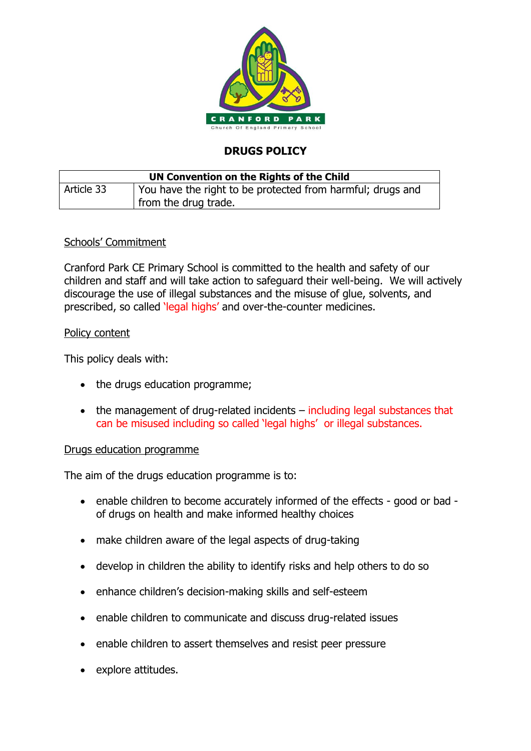CRANFORD PARK

Church Of England Primary School

# DRUGS POLICY

| UN Convention on the Rights of the Child | |
|---|---|
| Article 33 | You have the right to be protected from harmful; drugs and from the drug trade. |

## Schools' Commitment

Cranford Park CE Primary School is committed to the health and safety of our children and staff and will take action to safeguard their well-being. We will actively discourage the use of illegal substances and the misuse of glue, solvents, and prescribed, so called 'legal highs' and over-the-counter medicines.

## Policy content

This policy deals with:

- the drugs education programme;
- the management of drug-related incidents – including legal substances that can be misused including so called 'legal highs' or illegal substances.

## Drugs education programme

The aim of the drugs education programme is to:

- enable children to become accurately informed of the effects - good or bad - of drugs on health and make informed healthy choices
- make children aware of the legal aspects of drug-taking
- develop in children the ability to identify risks and help others to do so
- enhance children's decision-making skills and self-esteem
- enable children to communicate and discuss drug-related issues
- enable children to assert themselves and resist peer pressure
- explore attitudes.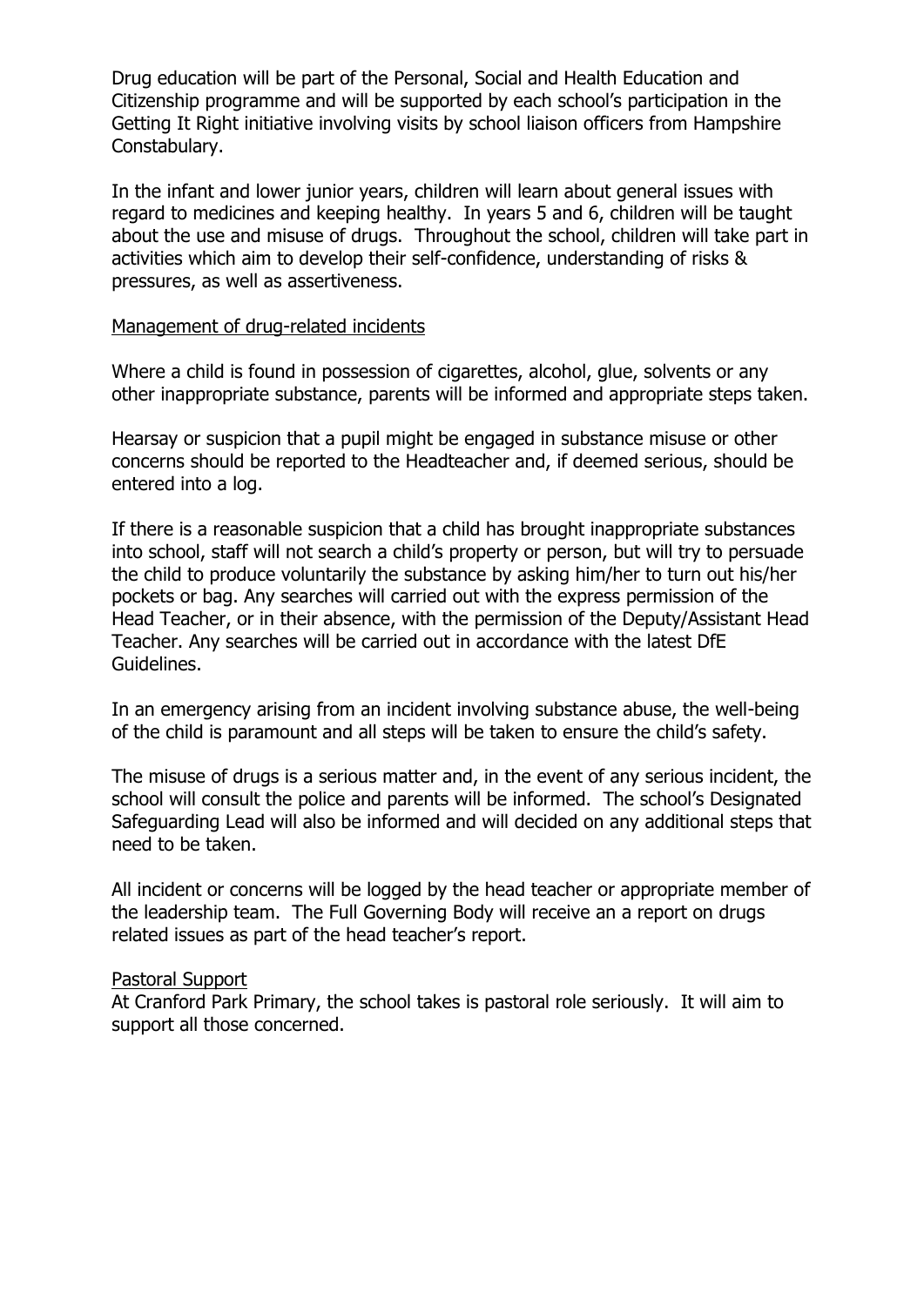Drug education will be part of the Personal, Social and Health Education and Citizenship programme and will be supported by each school's participation in the Getting It Right initiative involving visits by school liaison officers from Hampshire Constabulary.

In the infant and lower junior years, children will learn about general issues with regard to medicines and keeping healthy. In years 5 and 6, children will be taught about the use and misuse of drugs. Throughout the school, children will take part in activities which aim to develop their self-confidence, understanding of risks & pressures, as well as assertiveness.

Management of drug-related incidents

Where a child is found in possession of cigarettes, alcohol, glue, solvents or any other inappropriate substance, parents will be informed and appropriate steps taken.

Hearsay or suspicion that a pupil might be engaged in substance misuse or other concerns should be reported to the Headteacher and, if deemed serious, should be entered into a log.

If there is a reasonable suspicion that a child has brought inappropriate substances into school, staff will not search a child's property or person, but will try to persuade the child to produce voluntarily the substance by asking him/her to turn out his/her pockets or bag. Any searches will carried out with the express permission of the Head Teacher, or in their absence, with the permission of the Deputy/Assistant Head Teacher. Any searches will be carried out in accordance with the latest DfE Guidelines.

In an emergency arising from an incident involving substance abuse, the well-being of the child is paramount and all steps will be taken to ensure the child's safety.

The misuse of drugs is a serious matter and, in the event of any serious incident, the school will consult the police and parents will be informed. The school's Designated Safeguarding Lead will also be informed and will decided on any additional steps that need to be taken.

All incident or concerns will be logged by the head teacher or appropriate member of the leadership team. The Full Governing Body will receive an a report on drugs related issues as part of the head teacher's report.

Pastoral Support

At Cranford Park Primary, the school takes is pastoral role seriously. It will aim to support all those concerned.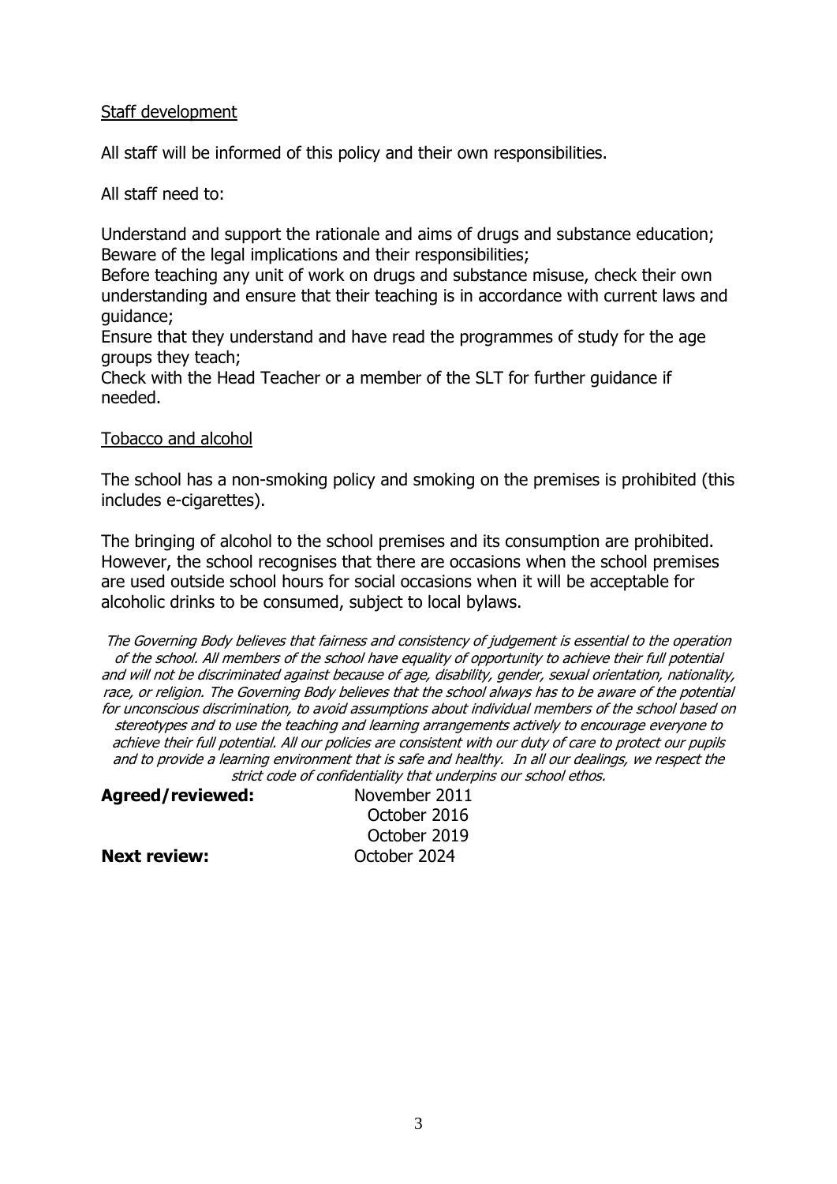<u>Staff development</u>

All staff will be informed of this policy and their own responsibilities.

All staff need to:

Understand and support the rationale and aims of drugs and substance education;
Beware of the legal implications and their responsibilities;
Before teaching any unit of work on drugs and substance misuse, check their own understanding and ensure that their teaching is in accordance with current laws and guidance;
Ensure that they understand and have read the programmes of study for the age groups they teach;
Check with the Head Teacher or a member of the SLT for further guidance if needed.

<u>Tobacco and alcohol</u>

The school has a non-smoking policy and smoking on the premises is prohibited (this includes e-cigarettes).

The bringing of alcohol to the school premises and its consumption are prohibited. However, the school recognises that there are occasions when the school premises are used outside school hours for social occasions when it will be acceptable for alcoholic drinks to be consumed, subject to local bylaws.

*The Governing Body believes that fairness and consistency of judgement is essential to the operation of the school. All members of the school have equality of opportunity to achieve their full potential and will not be discriminated against because of age, disability, gender, sexual orientation, nationality, race, or religion. The Governing Body believes that the school always has to be aware of the potential for unconscious discrimination, to avoid assumptions about individual members of the school based on stereotypes and to use the teaching and learning arrangements actively to encourage everyone to achieve their full potential. All our policies are consistent with our duty of care to protect our pupils and to provide a learning environment that is safe and healthy. In all our dealings, we respect the strict code of confidentiality that underpins our school ethos.*

**Agreed/reviewed:** November 2011
October 2016
October 2019

**Next review:** October 2024